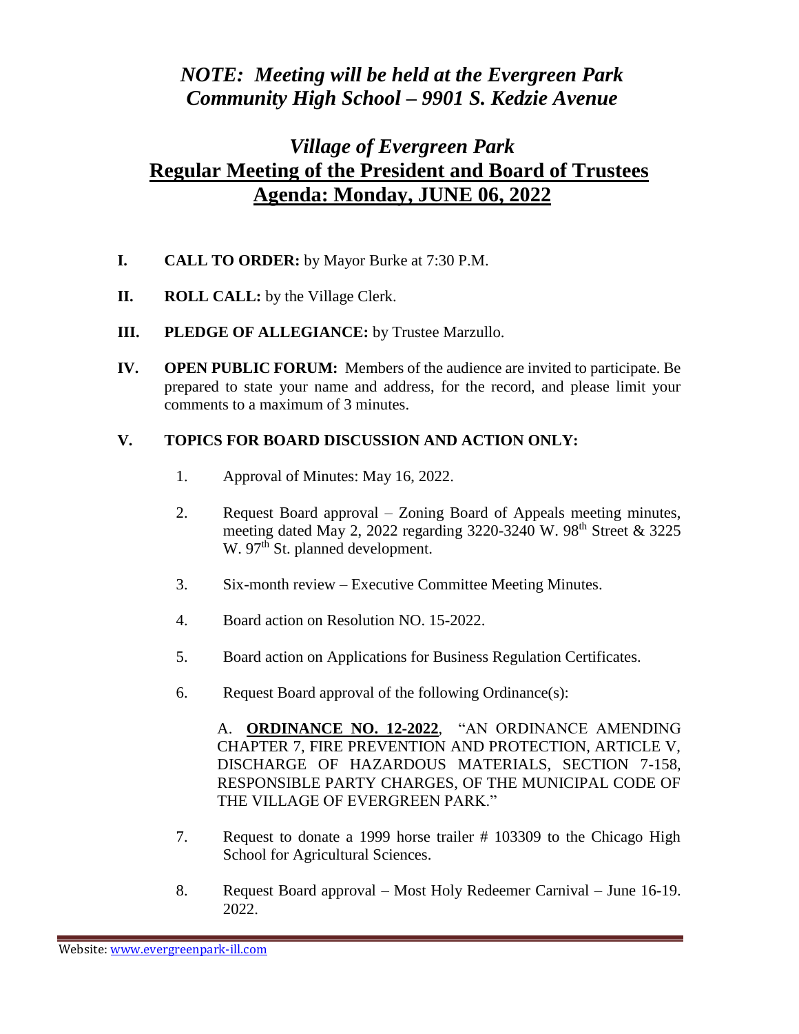*NOTE: Meeting will be held at the Evergreen Park Community High School – 9901 S. Kedzie Avenue*

# *Village of Evergreen Park*

## Regular Meeting of the President and Board of Trustees

## Agenda: Monday, JUNE 06, 2022

**I. CALL TO ORDER:** by Mayor Burke at 7:30 P.M.

**II. ROLL CALL:** by the Village Clerk.

**III. PLEDGE OF ALLEGIANCE:** by Trustee Marzullo.

**IV. OPEN PUBLIC FORUM:** Members of the audience are invited to participate. Be prepared to state your name and address, for the record, and please limit your comments to a maximum of 3 minutes.

**V. TOPICS FOR BOARD DISCUSSION AND ACTION ONLY:**

1. Approval of Minutes: May 16, 2022.

2. Request Board approval – Zoning Board of Appeals meeting minutes, meeting dated May 2, 2022 regarding 3220-3240 W. 98th Street & 3225 W. 97th St. planned development.

3. Six-month review – Executive Committee Meeting Minutes.

4. Board action on Resolution NO. 15-2022.

5. Board action on Applications for Business Regulation Certificates.

6. Request Board approval of the following Ordinance(s):

   A. **ORDINANCE NO. 12-2022**, "AN ORDINANCE AMENDING CHAPTER 7, FIRE PREVENTION AND PROTECTION, ARTICLE V, DISCHARGE OF HAZARDOUS MATERIALS, SECTION 7-158, RESPONSIBLE PARTY CHARGES, OF THE MUNICIPAL CODE OF THE VILLAGE OF EVERGREEN PARK."

7. Request to donate a 1999 horse trailer # 103309 to the Chicago High School for Agricultural Sciences.

8. Request Board approval – Most Holy Redeemer Carnival – June 16-19. 2022.

Website: www.evergreenpark-ill.com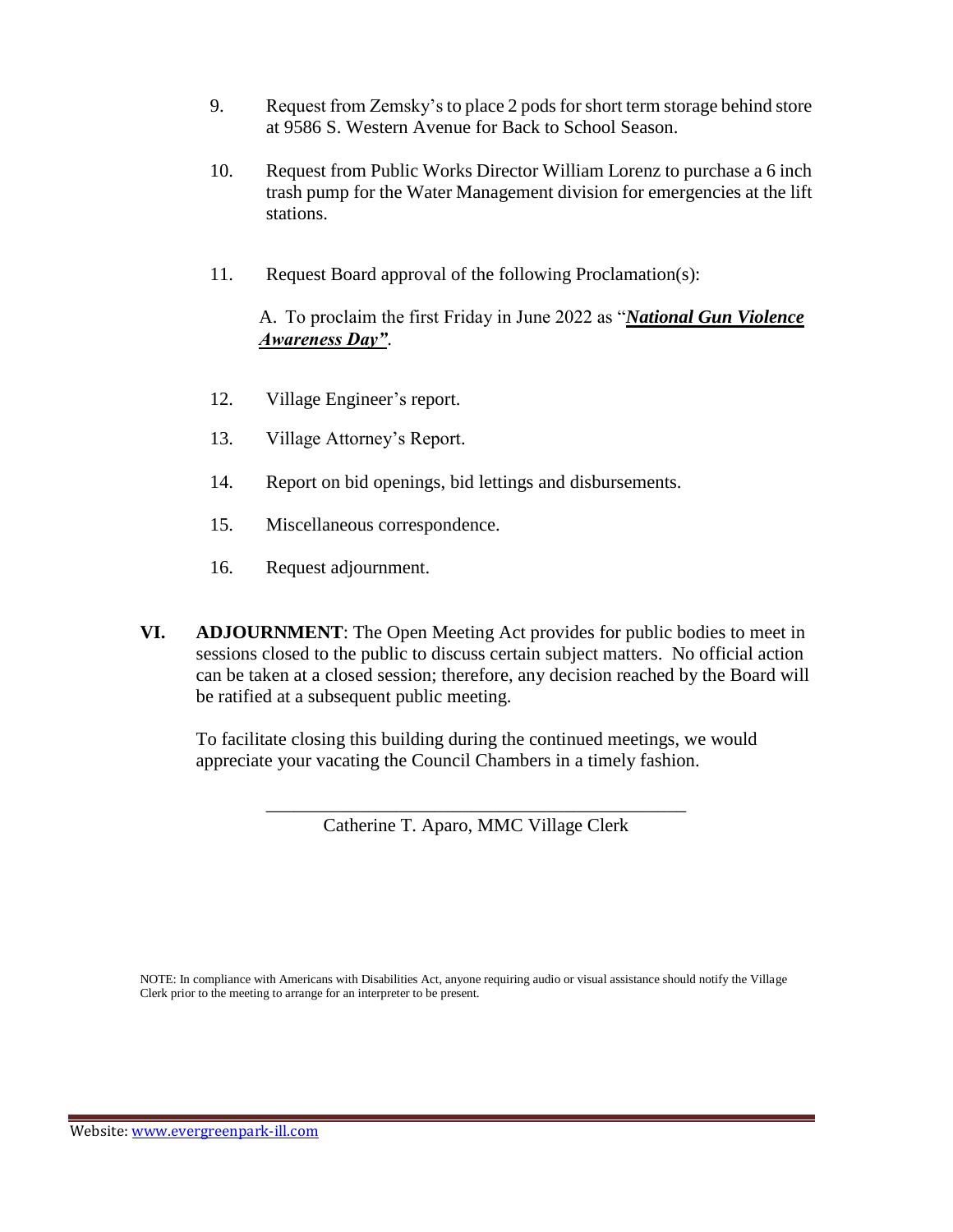9. Request from Zemsky's to place 2 pods for short term storage behind store at 9586 S. Western Avenue for Back to School Season.

10. Request from Public Works Director William Lorenz to purchase a 6 inch trash pump for the Water Management division for emergencies at the lift stations.

11. Request Board approval of the following Proclamation(s):

    A. To proclaim the first Friday in June 2022 as "***National Gun Violence Awareness Day"***.

12. Village Engineer's report.

13. Village Attorney's Report.

14. Report on bid openings, bid lettings and disbursements.

15. Miscellaneous correspondence.

16. Request adjournment.

**VI. ADJOURNMENT**: The Open Meeting Act provides for public bodies to meet in sessions closed to the public to discuss certain subject matters. No official action can be taken at a closed session; therefore, any decision reached by the Board will be ratified at a subsequent public meeting.

To facilitate closing this building during the continued meetings, we would appreciate your vacating the Council Chambers in a timely fashion.

\_\_\_\_\_\_\_\_\_\_\_\_\_\_\_\_\_\_\_\_\_\_\_\_\_\_\_\_\_\_\_\_\_\_\_\_\_\_\_\_\_\_\_\_

Catherine T. Aparo, MMC Village Clerk

NOTE: In compliance with Americans with Disabilities Act, anyone requiring audio or visual assistance should notify the Village Clerk prior to the meeting to arrange for an interpreter to be present.

Website: www.evergreenpark-ill.com